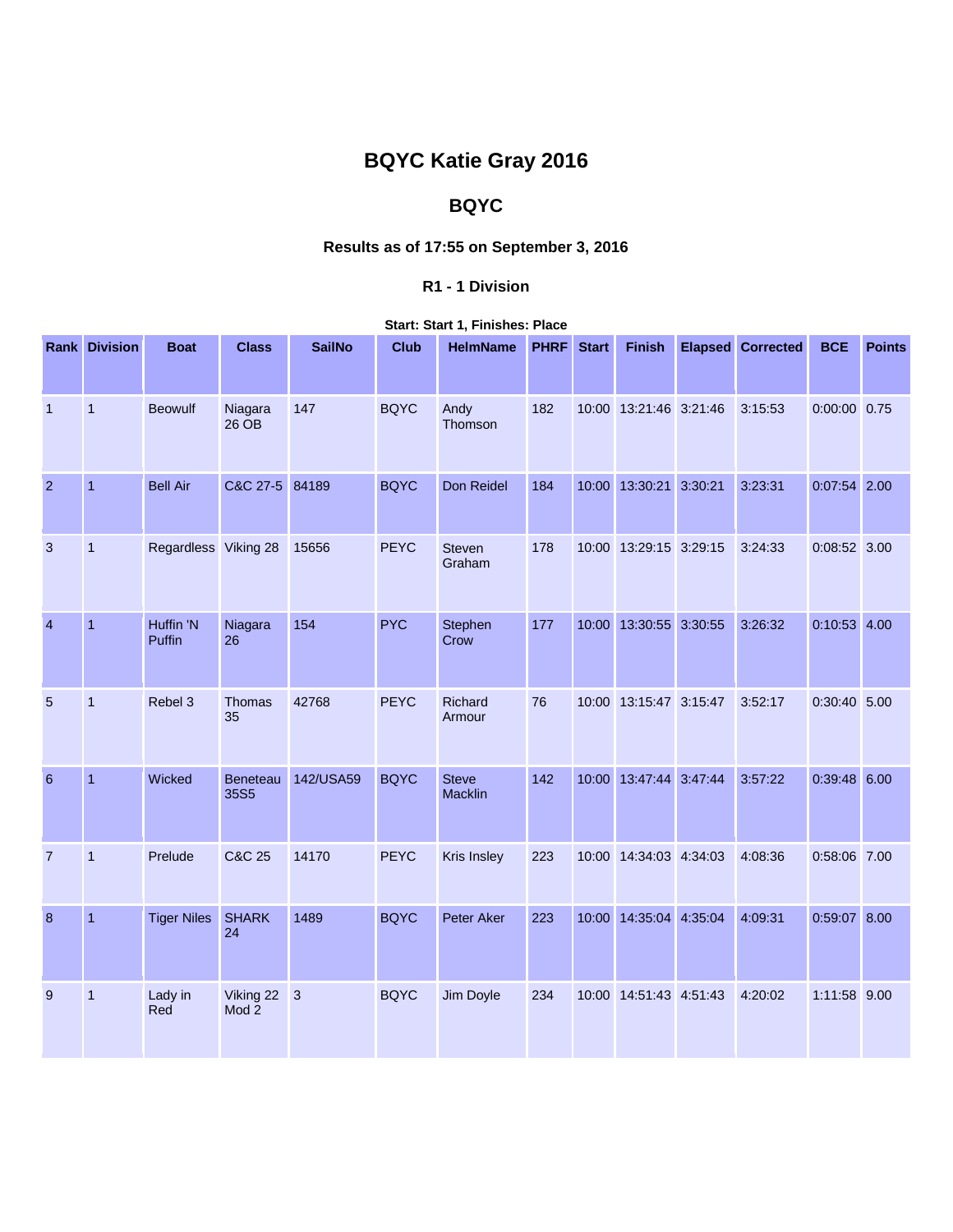# BQYC Katie Gray 2016

## BQYC

### Results as of 17:55 on September 3, 2016

#### R1 - 1 Division

**Start: Start 1, Finishes: Place**

| Rank | Division | Boat | Class | SailNo | Club | HelmName | PHRF | Start | Finish | Elapsed | Corrected | BCE | Points |
|---|---|---|---|---|---|---|---|---|---|---|---|---|---|
| 1 | 1 | Beowulf | Niagara 26 OB | 147 | BQYC | Andy Thomson | 182 | 10:00 | 13:21:46 | 3:21:46 | 3:15:53 | 0:00:00 | 0.75 |
| 2 | 1 | Bell Air | C&C 27-5 | 84189 | BQYC | Don Reidel | 184 | 10:00 | 13:30:21 | 3:30:21 | 3:23:31 | 0:07:54 | 2.00 |
| 3 | 1 | Regardless | Viking 28 | 15656 | PEYC | Steven Graham | 178 | 10:00 | 13:29:15 | 3:29:15 | 3:24:33 | 0:08:52 | 3.00 |
| 4 | 1 | Huffin 'N Puffin | Niagara 26 | 154 | PYC | Stephen Crow | 177 | 10:00 | 13:30:55 | 3:30:55 | 3:26:32 | 0:10:53 | 4.00 |
| 5 | 1 | Rebel 3 | Thomas 35 | 42768 | PEYC | Richard Armour | 76 | 10:00 | 13:15:47 | 3:15:47 | 3:52:17 | 0:30:40 | 5.00 |
| 6 | 1 | Wicked | Beneteau 35S5 | 142/USA59 | BQYC | Steve Macklin | 142 | 10:00 | 13:47:44 | 3:47:44 | 3:57:22 | 0:39:48 | 6.00 |
| 7 | 1 | Prelude | C&C 25 | 14170 | PEYC | Kris Insley | 223 | 10:00 | 14:34:03 | 4:34:03 | 4:08:36 | 0:58:06 | 7.00 |
| 8 | 1 | Tiger Niles | SHARK 24 | 1489 | BQYC | Peter Aker | 223 | 10:00 | 14:35:04 | 4:35:04 | 4:09:31 | 0:59:07 | 8.00 |
| 9 | 1 | Lady in Red | Viking 22 Mod 2 | 3 | BQYC | Jim Doyle | 234 | 10:00 | 14:51:43 | 4:51:43 | 4:20:02 | 1:11:58 | 9.00 |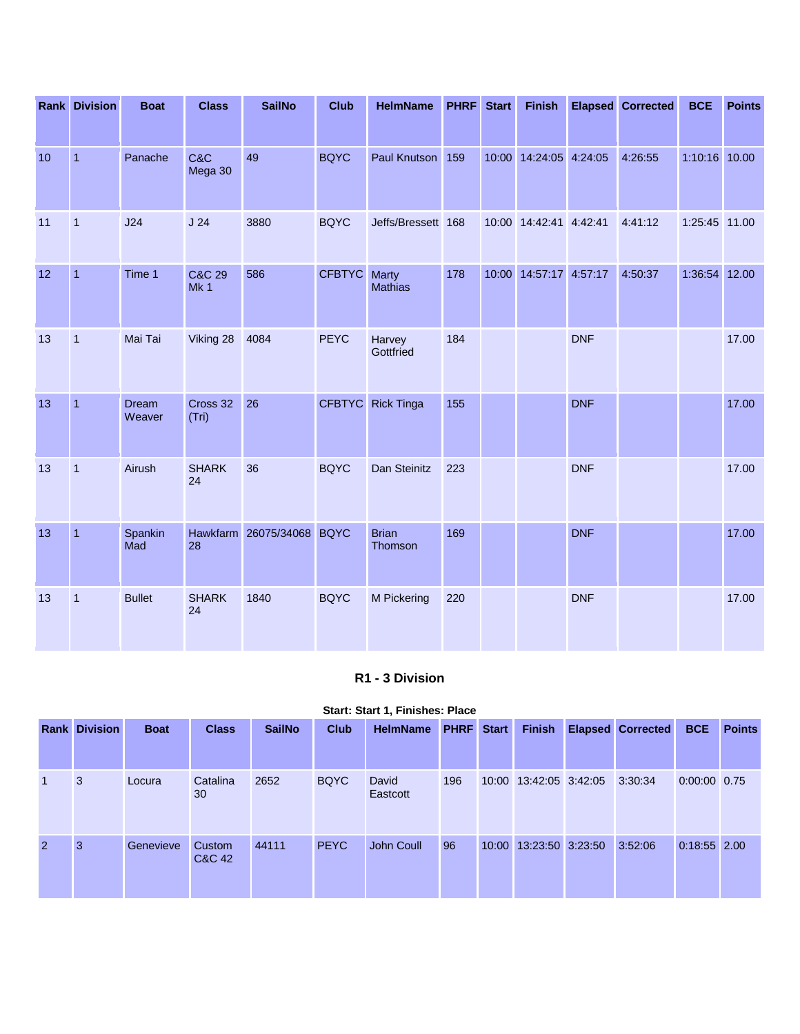| Rank | Division | Boat | Class | SailNo | Club | HelmName | PHRF | Start | Finish | Elapsed | Corrected | BCE | Points |
|---|---|---|---|---|---|---|---|---|---|---|---|---|---|
| 10 | 1 | Panache | C&C Mega 30 | 49 | BQYC | Paul Knutson | 159 | 10:00 | 14:24:05 | 4:24:05 | 4:26:55 | 1:10:16 | 10.00 |
| 11 | 1 | J24 | J 24 | 3880 | BQYC | Jeffs/Bressett | 168 | 10:00 | 14:42:41 | 4:42:41 | 4:41:12 | 1:25:45 | 11.00 |
| 12 | 1 | Time 1 | C&C 29 Mk 1 | 586 | CFBTYC | Marty Mathias | 178 | 10:00 | 14:57:17 | 4:57:17 | 4:50:37 | 1:36:54 | 12.00 |
| 13 | 1 | Mai Tai | Viking 28 | 4084 | PEYC | Harvey Gottfried | 184 | | | DNF | | | 17.00 |
| 13 | 1 | Dream Weaver | Cross 32 (Tri) | 26 | CFBTYC | Rick Tinga | 155 | | | DNF | | | 17.00 |
| 13 | 1 | Airush | SHARK 24 | 36 | BQYC | Dan Steinitz | 223 | | | DNF | | | 17.00 |
| 13 | 1 | Spankin Mad | Hawkfarm 28 | 26075/34068 | BQYC | Brian Thomson | 169 | | | DNF | | | 17.00 |
| 13 | 1 | Bullet | SHARK 24 | 1840 | BQYC | M Pickering | 220 | | | DNF | | | 17.00 |

### R1 - 3 Division

**Start: Start 1, Finishes: Place**

| Rank | Division | Boat | Class | SailNo | Club | HelmName | PHRF | Start | Finish | Elapsed | Corrected | BCE | Points |
|---|---|---|---|---|---|---|---|---|---|---|---|---|---|
| 1 | 3 | Locura | Catalina 30 | 2652 | BQYC | David Eastcott | 196 | 10:00 | 13:42:05 | 3:42:05 | 3:30:34 | 0:00:00 | 0.75 |
| 2 | 3 | Genevieve | Custom C&C 42 | 44111 | PEYC | John Coull | 96 | 10:00 | 13:23:50 | 3:23:50 | 3:52:06 | 0:18:55 | 2.00 |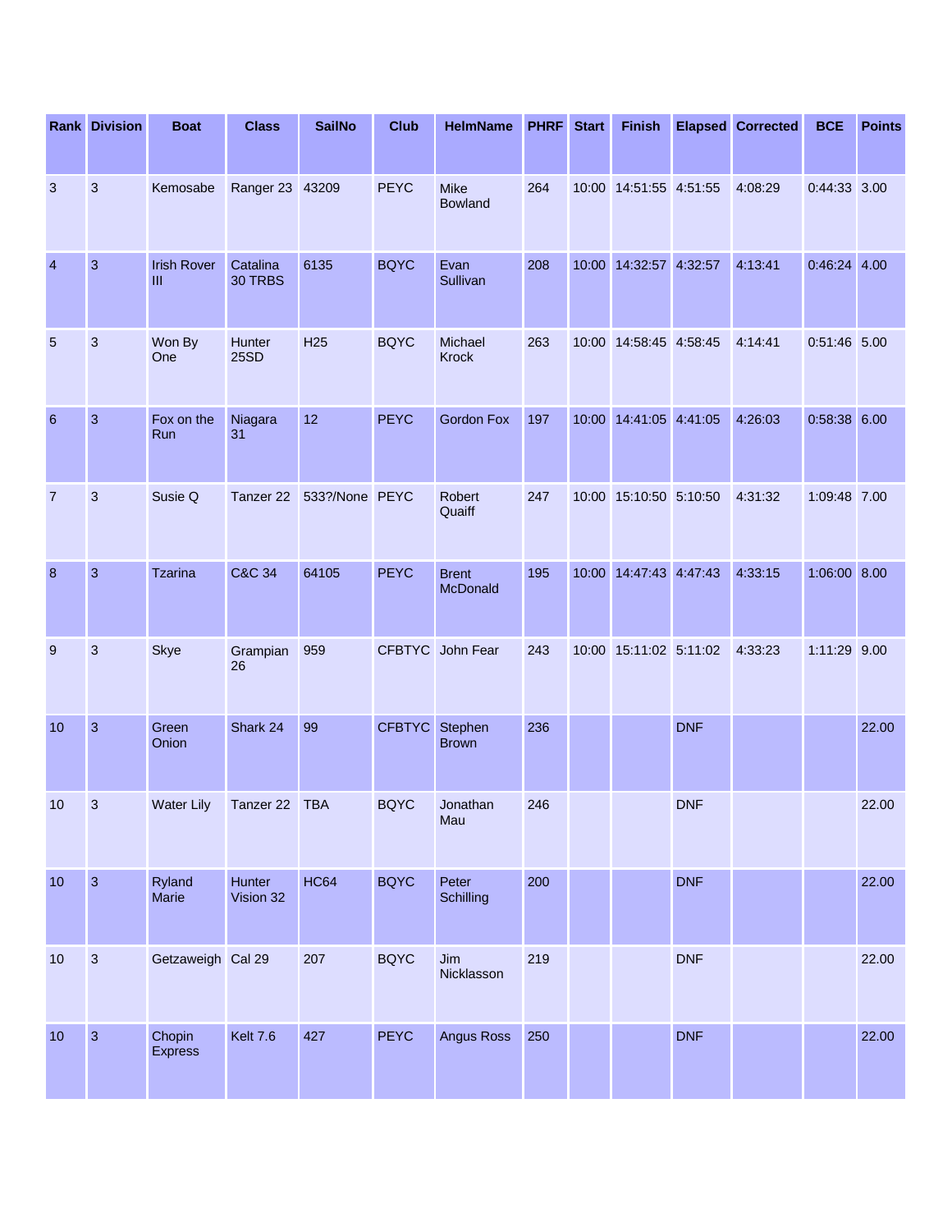| Rank | Division | Boat | Class | SailNo | Club | HelmName | PHRF | Start | Finish | Elapsed | Corrected | BCE | Points |
|---|---|---|---|---|---|---|---|---|---|---|---|---|---|
| 3 | 3 | Kemosabe | Ranger 23 | 43209 | PEYC | Mike Bowland | 264 | 10:00 | 14:51:55 | 4:51:55 | 4:08:29 | 0:44:33 | 3.00 |
| 4 | 3 | Irish Rover III | Catalina 30 TRBS | 6135 | BQYC | Evan Sullivan | 208 | 10:00 | 14:32:57 | 4:32:57 | 4:13:41 | 0:46:24 | 4.00 |
| 5 | 3 | Won By One | Hunter 25SD | H25 | BQYC | Michael Krock | 263 | 10:00 | 14:58:45 | 4:58:45 | 4:14:41 | 0:51:46 | 5.00 |
| 6 | 3 | Fox on the Run | Niagara 31 | 12 | PEYC | Gordon Fox | 197 | 10:00 | 14:41:05 | 4:41:05 | 4:26:03 | 0:58:38 | 6.00 |
| 7 | 3 | Susie Q | Tanzer 22 | 533?/None | PEYC | Robert Quaiff | 247 | 10:00 | 15:10:50 | 5:10:50 | 4:31:32 | 1:09:48 | 7.00 |
| 8 | 3 | Tzarina | C&C 34 | 64105 | PEYC | Brent McDonald | 195 | 10:00 | 14:47:43 | 4:47:43 | 4:33:15 | 1:06:00 | 8.00 |
| 9 | 3 | Skye | Grampian 26 | 959 | CFBTYC | John Fear | 243 | 10:00 | 15:11:02 | 5:11:02 | 4:33:23 | 1:11:29 | 9.00 |
| 10 | 3 | Green Onion | Shark 24 | 99 | CFBTYC | Stephen Brown | 236 | | | DNF | | | 22.00 |
| 10 | 3 | Water Lily | Tanzer 22 | TBA | BQYC | Jonathan Mau | 246 | | | DNF | | | 22.00 |
| 10 | 3 | Ryland Marie | Hunter Vision 32 | HC64 | BQYC | Peter Schilling | 200 | | | DNF | | | 22.00 |
| 10 | 3 | Getzaweigh | Cal 29 | 207 | BQYC | Jim Nicklasson | 219 | | | DNF | | | 22.00 |
| 10 | 3 | Chopin Express | Kelt 7.6 | 427 | PEYC | Angus Ross | 250 | | | DNF | | | 22.00 |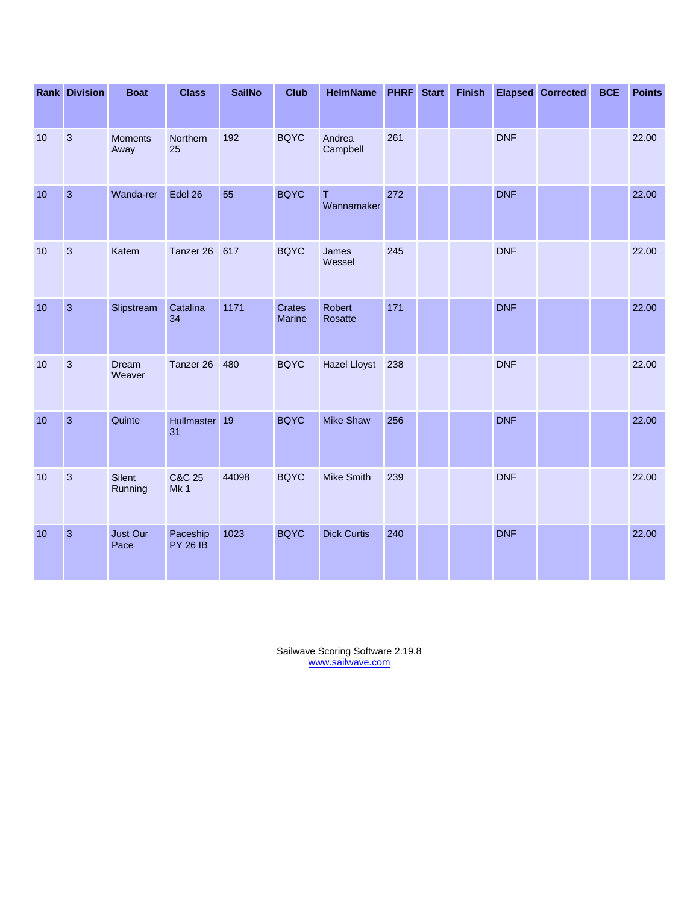| Rank | Division | Boat | Class | SailNo | Club | HelmName | PHRF | Start | Finish | Elapsed | Corrected | BCE | Points |
|---|---|---|---|---|---|---|---|---|---|---|---|---|---|
| 10 | 3 | Moments Away | Northern 25 | 192 | BQYC | Andrea Campbell | 261 | | | DNF | | | 22.00 |
| 10 | 3 | Wanda-rer | Edel 26 | 55 | BQYC | T Wannamaker | 272 | | | DNF | | | 22.00 |
| 10 | 3 | Katem | Tanzer 26 | 617 | BQYC | James Wessel | 245 | | | DNF | | | 22.00 |
| 10 | 3 | Slipstream | Catalina 34 | 1171 | Crates Marine | Robert Rosatte | 171 | | | DNF | | | 22.00 |
| 10 | 3 | Dream Weaver | Tanzer 26 | 480 | BQYC | Hazel Lloyst | 238 | | | DNF | | | 22.00 |
| 10 | 3 | Quinte | Hullmaster 31 | 19 | BQYC | Mike Shaw | 256 | | | DNF | | | 22.00 |
| 10 | 3 | Silent Running | C&C 25 Mk 1 | 44098 | BQYC | Mike Smith | 239 | | | DNF | | | 22.00 |
| 10 | 3 | Just Our Pace | Paceship PY 26 IB | 1023 | BQYC | Dick Curtis | 240 | | | DNF | | | 22.00 |

Sailwave Scoring Software 2.19.8
www.sailwave.com